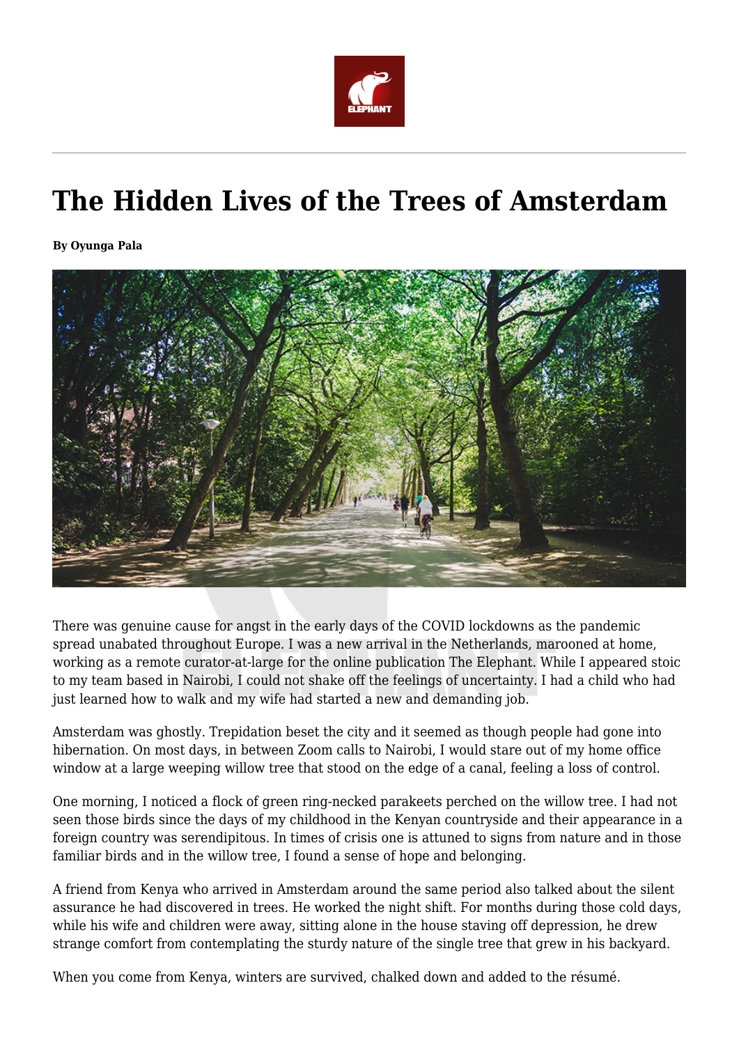# The Hidden Lives of the Trees of Amsterdam

**By Oyunga Pala**

There was genuine cause for angst in the early days of the COVID lockdowns as the pandemic spread unabated throughout Europe. I was a new arrival in the Netherlands, marooned at home, working as a remote curator-at-large for the online publication The Elephant. While I appeared stoic to my team based in Nairobi, I could not shake off the feelings of uncertainty. I had a child who had just learned how to walk and my wife had started a new and demanding job.

Amsterdam was ghostly. Trepidation beset the city and it seemed as though people had gone into hibernation. On most days, in between Zoom calls to Nairobi, I would stare out of my home office window at a large weeping willow tree that stood on the edge of a canal, feeling a loss of control.

One morning, I noticed a flock of green ring-necked parakeets perched on the willow tree. I had not seen those birds since the days of my childhood in the Kenyan countryside and their appearance in a foreign country was serendipitous. In times of crisis one is attuned to signs from nature and in those familiar birds and in the willow tree, I found a sense of hope and belonging.

A friend from Kenya who arrived in Amsterdam around the same period also talked about the silent assurance he had discovered in trees. He worked the night shift. For months during those cold days, while his wife and children were away, sitting alone in the house staving off depression, he drew strange comfort from contemplating the sturdy nature of the single tree that grew in his backyard.

When you come from Kenya, winters are survived, chalked down and added to the résumé.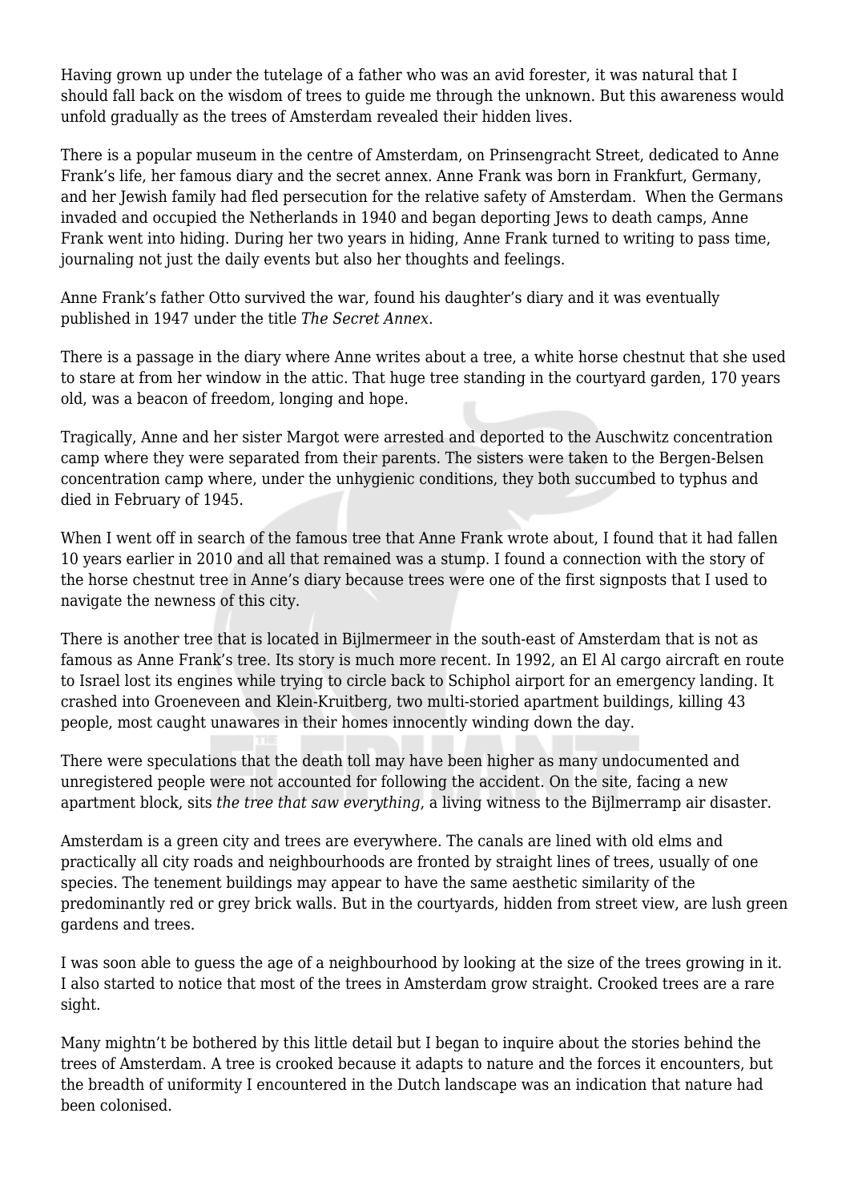Having grown up under the tutelage of a father who was an avid forester, it was natural that I should fall back on the wisdom of trees to guide me through the unknown. But this awareness would unfold gradually as the trees of Amsterdam revealed their hidden lives.

There is a popular museum in the centre of Amsterdam, on Prinsengracht Street, dedicated to Anne Frank's life, her famous diary and the secret annex. Anne Frank was born in Frankfurt, Germany, and her Jewish family had fled persecution for the relative safety of Amsterdam.  When the Germans invaded and occupied the Netherlands in 1940 and began deporting Jews to death camps, Anne Frank went into hiding. During her two years in hiding, Anne Frank turned to writing to pass time, journaling not just the daily events but also her thoughts and feelings.

Anne Frank's father Otto survived the war, found his daughter's diary and it was eventually published in 1947 under the title *The Secret Annex*.

There is a passage in the diary where Anne writes about a tree, a white horse chestnut that she used to stare at from her window in the attic. That huge tree standing in the courtyard garden, 170 years old, was a beacon of freedom, longing and hope.

Tragically, Anne and her sister Margot were arrested and deported to the Auschwitz concentration camp where they were separated from their parents. The sisters were taken to the Bergen-Belsen concentration camp where, under the unhygienic conditions, they both succumbed to typhus and died in February of 1945.

When I went off in search of the famous tree that Anne Frank wrote about, I found that it had fallen 10 years earlier in 2010 and all that remained was a stump. I found a connection with the story of the horse chestnut tree in Anne's diary because trees were one of the first signposts that I used to navigate the newness of this city.

There is another tree that is located in Bijlmermeer in the south-east of Amsterdam that is not as famous as Anne Frank's tree. Its story is much more recent. In 1992, an El Al cargo aircraft en route to Israel lost its engines while trying to circle back to Schiphol airport for an emergency landing. It crashed into Groeneveen and Klein-Kruitberg, two multi-storied apartment buildings, killing 43 people, most caught unawares in their homes innocently winding down the day.

There were speculations that the death toll may have been higher as many undocumented and unregistered people were not accounted for following the accident. On the site, facing a new apartment block, sits *the tree that saw everything*, a living witness to the Bijlmerramp air disaster.

Amsterdam is a green city and trees are everywhere. The canals are lined with old elms and practically all city roads and neighbourhoods are fronted by straight lines of trees, usually of one species. The tenement buildings may appear to have the same aesthetic similarity of the predominantly red or grey brick walls. But in the courtyards, hidden from street view, are lush green gardens and trees.

I was soon able to guess the age of a neighbourhood by looking at the size of the trees growing in it. I also started to notice that most of the trees in Amsterdam grow straight. Crooked trees are a rare sight.

Many mightn't be bothered by this little detail but I began to inquire about the stories behind the trees of Amsterdam. A tree is crooked because it adapts to nature and the forces it encounters, but the breadth of uniformity I encountered in the Dutch landscape was an indication that nature had been colonised.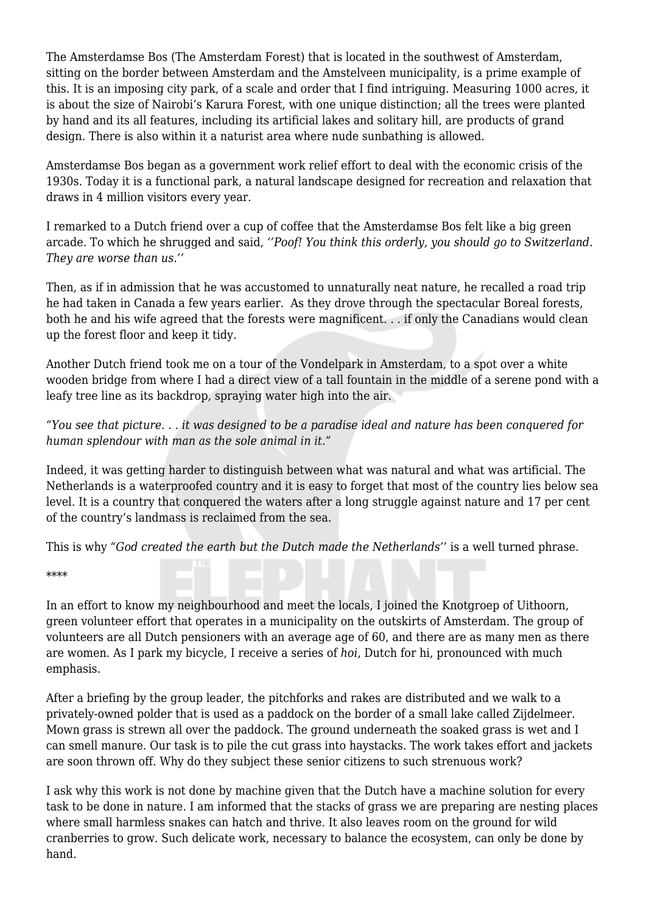The Amsterdamse Bos (The Amsterdam Forest) that is located in the southwest of Amsterdam, sitting on the border between Amsterdam and the Amstelveen municipality, is a prime example of this. It is an imposing city park, of a scale and order that I find intriguing. Measuring 1000 acres, it is about the size of Nairobi's Karura Forest, with one unique distinction; all the trees were planted by hand and its all features, including its artificial lakes and solitary hill, are products of grand design. There is also within it a naturist area where nude sunbathing is allowed.

Amsterdamse Bos began as a government work relief effort to deal with the economic crisis of the 1930s. Today it is a functional park, a natural landscape designed for recreation and relaxation that draws in 4 million visitors every year.

I remarked to a Dutch friend over a cup of coffee that the Amsterdamse Bos felt like a big green arcade. To which he shrugged and said, *''Poof! You think this orderly, you should go to Switzerland. They are worse than us.''*

Then, as if in admission that he was accustomed to unnaturally neat nature, he recalled a road trip he had taken in Canada a few years earlier. As they drove through the spectacular Boreal forests, both he and his wife agreed that the forests were magnificent. . . if only the Canadians would clean up the forest floor and keep it tidy.

Another Dutch friend took me on a tour of the Vondelpark in Amsterdam, to a spot over a white wooden bridge from where I had a direct view of a tall fountain in the middle of a serene pond with a leafy tree line as its backdrop, spraying water high into the air.

*"You see that picture. . . it was designed to be a paradise ideal and nature has been conquered for human splendour with man as the sole animal in it."*

Indeed, it was getting harder to distinguish between what was natural and what was artificial. The Netherlands is a waterproofed country and it is easy to forget that most of the country lies below sea level. It is a country that conquered the waters after a long struggle against nature and 17 per cent of the country's landmass is reclaimed from the sea.

This is why *"God created the earth but the Dutch made the Netherlands''* is a well turned phrase.

****

In an effort to know my neighbourhood and meet the locals, I joined the Knotgroep of Uithoorn, green volunteer effort that operates in a municipality on the outskirts of Amsterdam. The group of volunteers are all Dutch pensioners with an average age of 60, and there are as many men as there are women. As I park my bicycle, I receive a series of *hoi*, Dutch for hi, pronounced with much emphasis.

After a briefing by the group leader, the pitchforks and rakes are distributed and we walk to a privately-owned polder that is used as a paddock on the border of a small lake called Zijdelmeer. Mown grass is strewn all over the paddock. The ground underneath the soaked grass is wet and I can smell manure. Our task is to pile the cut grass into haystacks. The work takes effort and jackets are soon thrown off. Why do they subject these senior citizens to such strenuous work?

I ask why this work is not done by machine given that the Dutch have a machine solution for every task to be done in nature. I am informed that the stacks of grass we are preparing are nesting places where small harmless snakes can hatch and thrive. It also leaves room on the ground for wild cranberries to grow. Such delicate work, necessary to balance the ecosystem, can only be done by hand.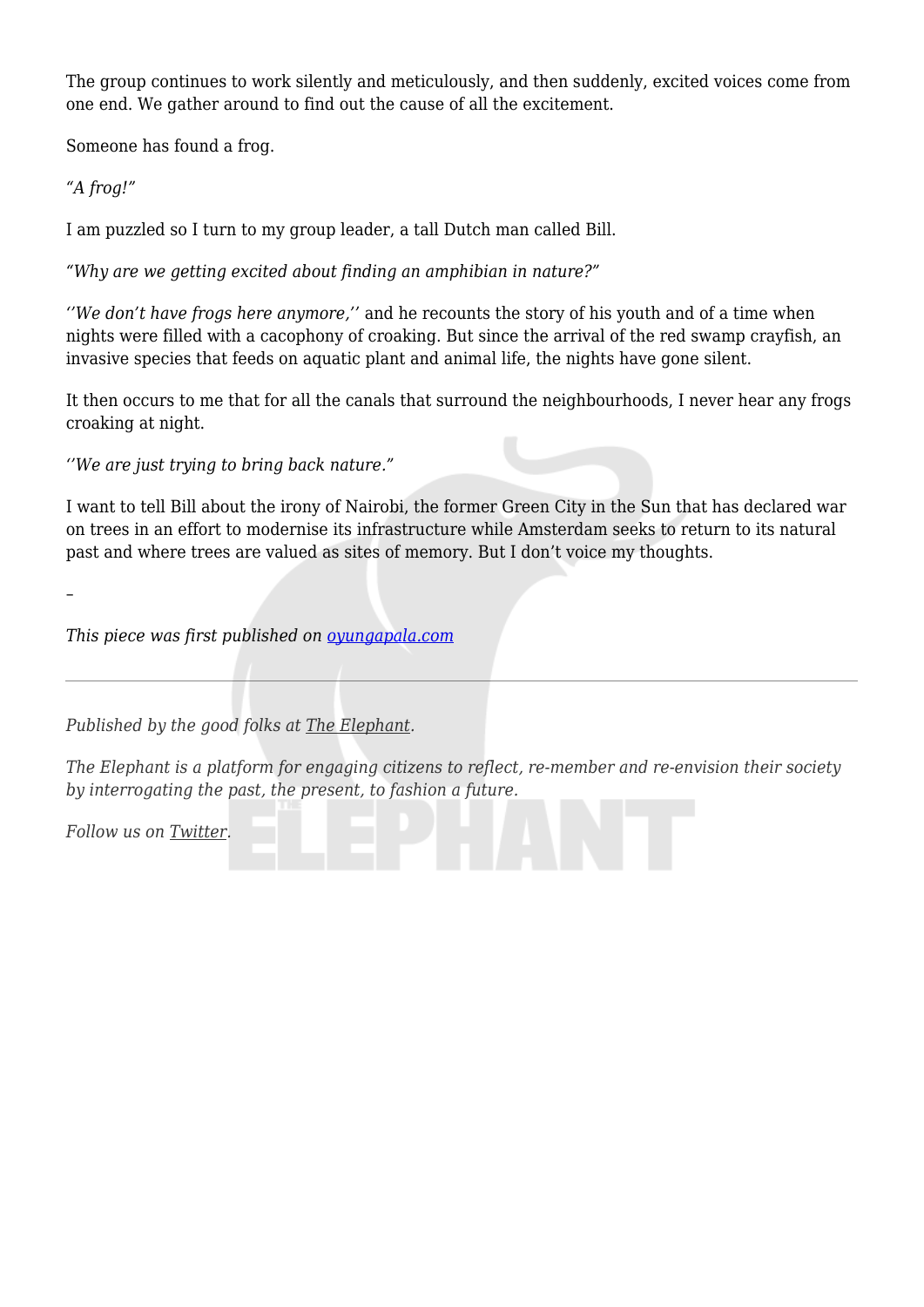The group continues to work silently and meticulously, and then suddenly, excited voices come from one end. We gather around to find out the cause of all the excitement.

Someone has found a frog.

*"A frog!"*

I am puzzled so I turn to my group leader, a tall Dutch man called Bill.

*"Why are we getting excited about finding an amphibian in nature?"*

*''We don't have frogs here anymore,''* and he recounts the story of his youth and of a time when nights were filled with a cacophony of croaking. But since the arrival of the red swamp crayfish, an invasive species that feeds on aquatic plant and animal life, the nights have gone silent.

It then occurs to me that for all the canals that surround the neighbourhoods, I never hear any frogs croaking at night.

*''We are just trying to bring back nature."*

I want to tell Bill about the irony of Nairobi, the former Green City in the Sun that has declared war on trees in an effort to modernise its infrastructure while Amsterdam seeks to return to its natural past and where trees are valued as sites of memory. But I don't voice my thoughts.

–

*This piece was first published on [oyungapala.com](oyungapala.com)*

---

*Published by the good folks at The Elephant.*

*The Elephant is a platform for engaging citizens to reflect, re-member and re-envision their society by interrogating the past, the present, to fashion a future.*

*Follow us on Twitter.*